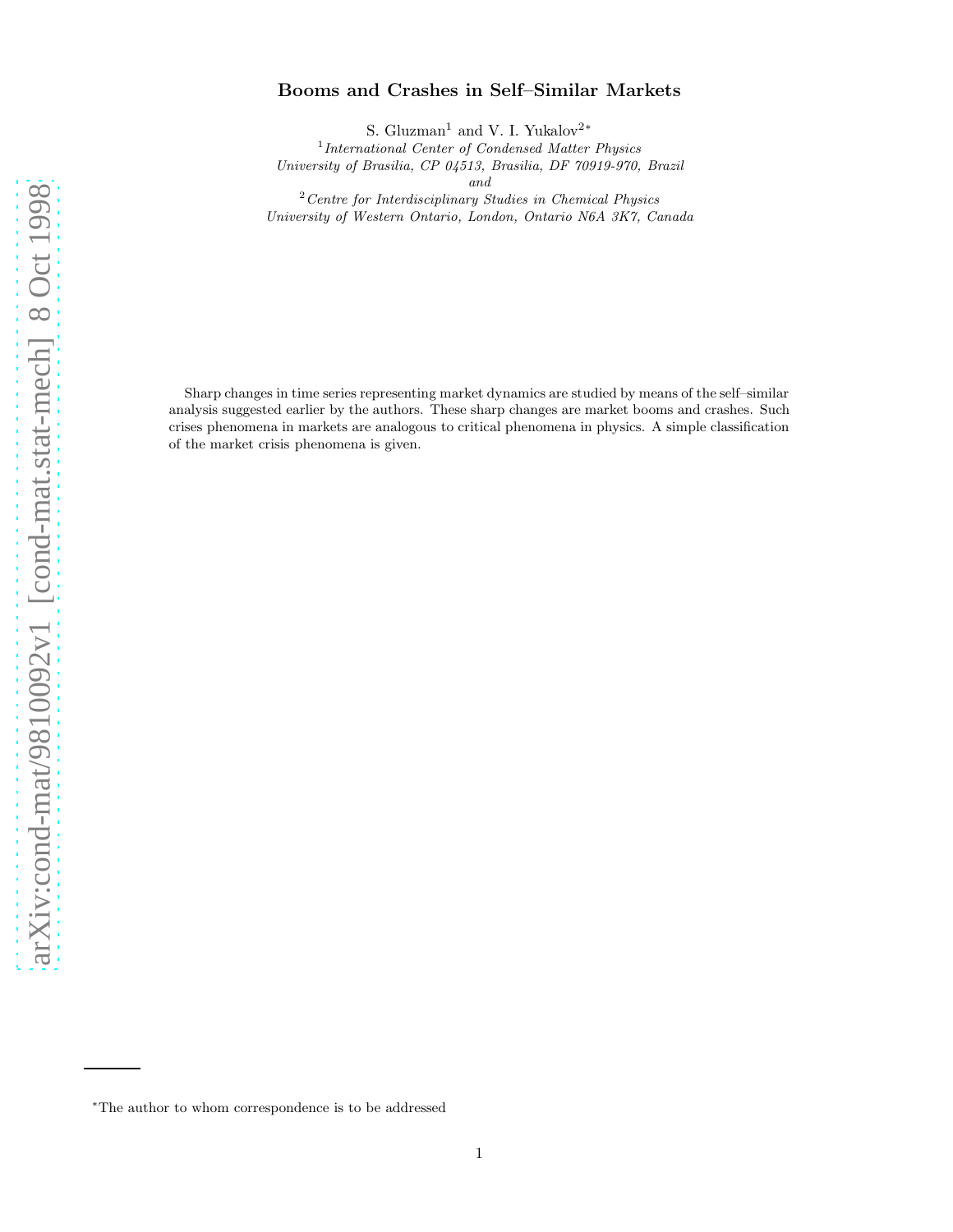# Booms and Crashes in Self–Similar Markets

S. Gluzman[1] and V. I. Yukalov[2*]

[1]*International Center of Condensed Matter Physics*
*University of Brasilia, CP 04513, Brasilia, DF 70919-970, Brazil*
*and*
[2]*Centre for Interdisciplinary Studies in Chemical Physics*
*University of Western Ontario, London, Ontario N6A 3K7, Canada*

Sharp changes in time series representing market dynamics are studied by means of the self–similar analysis suggested earlier by the authors. These sharp changes are market booms and crashes. Such crises phenomena in markets are analogous to critical phenomena in physics. A simple classification of the market crisis phenomena is given.

---

[*]The author to whom correspondence is to be addressed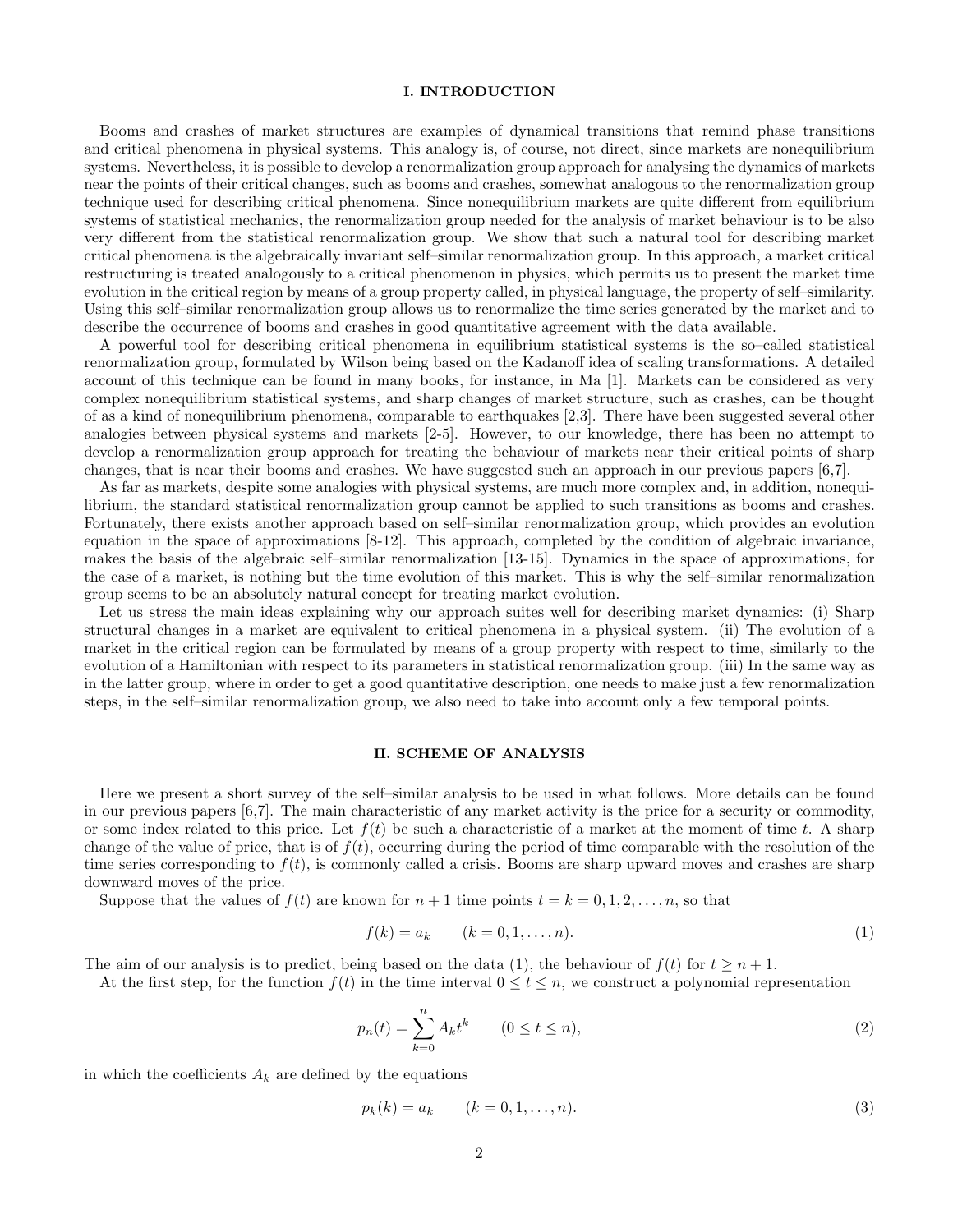## I. INTRODUCTION

Booms and crashes of market structures are examples of dynamical transitions that remind phase transitions and critical phenomena in physical systems. This analogy is, of course, not direct, since markets are nonequilibrium systems. Nevertheless, it is possible to develop a renormalization group approach for analysing the dynamics of markets near the points of their critical changes, such as booms and crashes, somewhat analogous to the renormalization group technique used for describing critical phenomena. Since nonequilibrium markets are quite different from equilibrium systems of statistical mechanics, the renormalization group needed for the analysis of market behaviour is to be also very different from the statistical renormalization group. We show that such a natural tool for describing market critical phenomena is the algebraically invariant self–similar renormalization group. In this approach, a market critical restructuring is treated analogously to a critical phenomenon in physics, which permits us to present the market time evolution in the critical region by means of a group property called, in physical language, the property of self–similarity. Using this self–similar renormalization group allows us to renormalize the time series generated by the market and to describe the occurrence of booms and crashes in good quantitative agreement with the data available.

A powerful tool for describing critical phenomena in equilibrium statistical systems is the so–called statistical renormalization group, formulated by Wilson being based on the Kadanoff idea of scaling transformations. A detailed account of this technique can be found in many books, for instance, in Ma [1]. Markets can be considered as very complex nonequilibrium statistical systems, and sharp changes of market structure, such as crashes, can be thought of as a kind of nonequilibrium phenomena, comparable to earthquakes [2,3]. There have been suggested several other analogies between physical systems and markets [2-5]. However, to our knowledge, there has been no attempt to develop a renormalization group approach for treating the behaviour of markets near their critical points of sharp changes, that is near their booms and crashes. We have suggested such an approach in our previous papers [6,7].

As far as markets, despite some analogies with physical systems, are much more complex and, in addition, nonequilibrium, the standard statistical renormalization group cannot be applied to such transitions as booms and crashes. Fortunately, there exists another approach based on self–similar renormalization group, which provides an evolution equation in the space of approximations [8-12]. This approach, completed by the condition of algebraic invariance, makes the basis of the algebraic self–similar renormalization [13-15]. Dynamics in the space of approximations, for the case of a market, is nothing but the time evolution of this market. This is why the self–similar renormalization group seems to be an absolutely natural concept for treating market evolution.

Let us stress the main ideas explaining why our approach suites well for describing market dynamics: (i) Sharp structural changes in a market are equivalent to critical phenomena in a physical system. (ii) The evolution of a market in the critical region can be formulated by means of a group property with respect to time, similarly to the evolution of a Hamiltonian with respect to its parameters in statistical renormalization group. (iii) In the same way as in the latter group, where in order to get a good quantitative description, one needs to make just a few renormalization steps, in the self–similar renormalization group, we also need to take into account only a few temporal points.

## II. SCHEME OF ANALYSIS

Here we present a short survey of the self–similar analysis to be used in what follows. More details can be found in our previous papers [6,7]. The main characteristic of any market activity is the price for a security or commodity, or some index related to this price. Let $f(t)$ be such a characteristic of a market at the moment of time $t$. A sharp change of the value of price, that is of $f(t)$, occurring during the period of time comparable with the resolution of the time series corresponding to $f(t)$, is commonly called a crisis. Booms are sharp upward moves and crashes are sharp downward moves of the price.

Suppose that the values of $f(t)$ are known for $n+1$ time points $t = k = 0, 1, 2, \ldots, n$, so that

$$f(k) = a_k \qquad (k = 0, 1, \ldots, n). \tag{1}$$

The aim of our analysis is to predict, being based on the data (1), the behaviour of $f(t)$ for $t \geq n+1$.

At the first step, for the function $f(t)$ in the time interval $0 \leq t \leq n$, we construct a polynomial representation

$$p_n(t) = \sum_{k=0}^{n} A_k t^k \qquad (0 \leq t \leq n), \tag{2}$$

in which the coefficients $A_k$ are defined by the equations

$$p_k(k) = a_k \qquad (k = 0, 1, \ldots, n). \tag{3}$$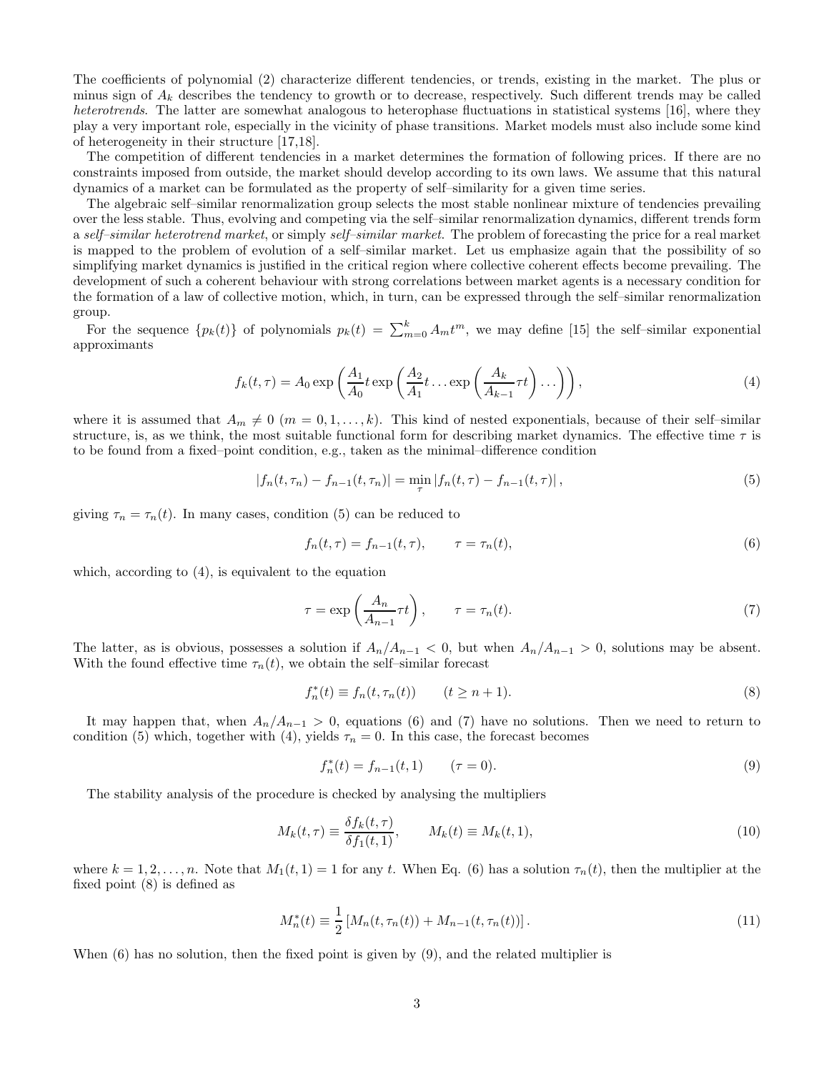The coefficients of polynomial (2) characterize different tendencies, or trends, existing in the market. The plus or minus sign of $A_k$ describes the tendency to growth or to decrease, respectively. Such different trends may be called *heterotrends*. The latter are somewhat analogous to heterophase fluctuations in statistical systems [16], where they play a very important role, especially in the vicinity of phase transitions. Market models must also include some kind of heterogeneity in their structure [17,18].

The competition of different tendencies in a market determines the formation of following prices. If there are no constraints imposed from outside, the market should develop according to its own laws. We assume that this natural dynamics of a market can be formulated as the property of self–similarity for a given time series.

The algebraic self–similar renormalization group selects the most stable nonlinear mixture of tendencies prevailing over the less stable. Thus, evolving and competing via the self–similar renormalization dynamics, different trends form a *self–similar heterotrend market*, or simply *self–similar market*. The problem of forecasting the price for a real market is mapped to the problem of evolution of a self–similar market. Let us emphasize again that the possibility of so simplifying market dynamics is justified in the critical region where collective coherent effects become prevailing. The development of such a coherent behaviour with strong correlations between market agents is a necessary condition for the formation of a law of collective motion, which, in turn, can be expressed through the self–similar renormalization group.

For the sequence $\{p_k(t)\}$ of polynomials $p_k(t) = \sum_{m=0}^{k} A_m t^m$, we may define [15] the self–similar exponential approximants

$$f_k(t,\tau) = A_0 \exp\left(\frac{A_1}{A_0} t \exp\left(\frac{A_2}{A_1} t \ldots \exp\left(\frac{A_k}{A_{k-1}} \tau t\right) \ldots\right)\right), \tag{4}$$

where it is assumed that $A_m \neq 0$ ($m = 0, 1, \ldots, k$). This kind of nested exponentials, because of their self–similar structure, is, as we think, the most suitable functional form for describing market dynamics. The effective time $\tau$ is to be found from a fixed–point condition, e.g., taken as the minimal–difference condition

$$|f_n(t,\tau_n) - f_{n-1}(t,\tau_n)| = \min_{\tau} |f_n(t,\tau) - f_{n-1}(t,\tau)|, \tag{5}$$

giving $\tau_n = \tau_n(t)$. In many cases, condition (5) can be reduced to

$$f_n(t,\tau) = f_{n-1}(t,\tau), \qquad \tau = \tau_n(t), \tag{6}$$

which, according to (4), is equivalent to the equation

$$\tau = \exp\left(\frac{A_n}{A_{n-1}} \tau t\right), \qquad \tau = \tau_n(t). \tag{7}$$

The latter, as is obvious, possesses a solution if $A_n/A_{n-1} < 0$, but when $A_n/A_{n-1} > 0$, solutions may be absent. With the found effective time $\tau_n(t)$, we obtain the self–similar forecast

$$f_n^*(t) \equiv f_n(t, \tau_n(t)) \qquad (t \geq n+1). \tag{8}$$

It may happen that, when $A_n/A_{n-1} > 0$, equations (6) and (7) have no solutions. Then we need to return to condition (5) which, together with (4), yields $\tau_n = 0$. In this case, the forecast becomes

$$f_n^*(t) = f_{n-1}(t, 1) \qquad (\tau = 0). \tag{9}$$

The stability analysis of the procedure is checked by analysing the multipliers

$$M_k(t,\tau) \equiv \frac{\delta f_k(t,\tau)}{\delta f_1(t,1)}, \qquad M_k(t) \equiv M_k(t,1), \tag{10}$$

where $k = 1, 2, \ldots, n$. Note that $M_1(t,1) = 1$ for any $t$. When Eq. (6) has a solution $\tau_n(t)$, then the multiplier at the fixed point (8) is defined as

$$M_n^*(t) \equiv \frac{1}{2}\left[M_n(t, \tau_n(t)) + M_{n-1}(t, \tau_n(t))\right]. \tag{11}$$

When (6) has no solution, then the fixed point is given by (9), and the related multiplier is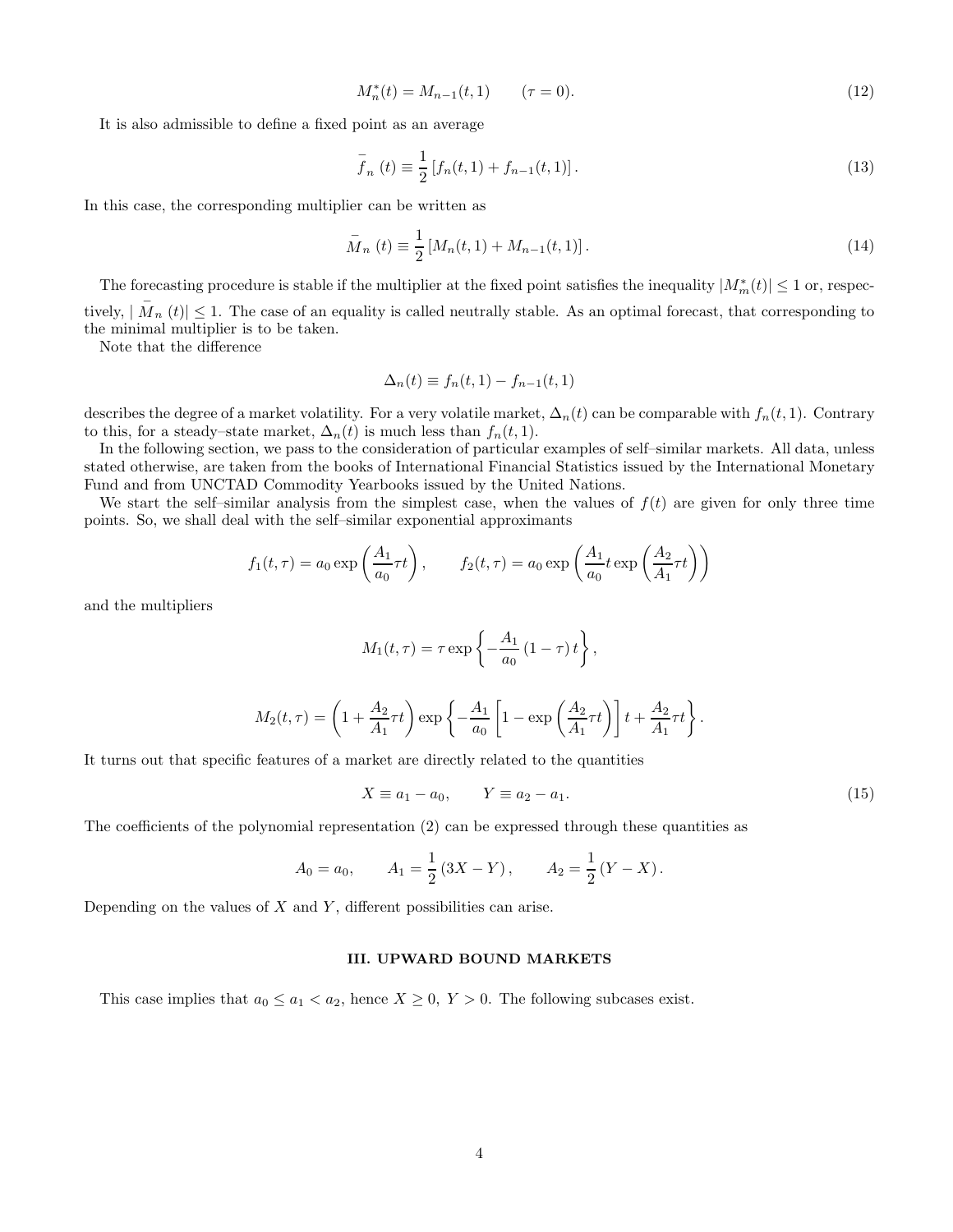$$M_n^*(t) = M_{n-1}(t, 1) \qquad (\tau = 0). \tag{12}$$

It is also admissible to define a fixed point as an average

$$\bar{f}_n(t) \equiv \frac{1}{2}\left[f_n(t,1) + f_{n-1}(t,1)\right]. \tag{13}$$

In this case, the corresponding multiplier can be written as

$$\bar{M}_n(t) \equiv \frac{1}{2}\left[M_n(t,1) + M_{n-1}(t,1)\right]. \tag{14}$$

The forecasting procedure is stable if the multiplier at the fixed point satisfies the inequality $|M_m^*(t)| \leq 1$ or, respectively, $|\bar{M}_n(t)| \leq 1$. The case of an equality is called neutrally stable. As an optimal forecast, that corresponding to the minimal multiplier is to be taken.

Note that the difference

$$\Delta_n(t) \equiv f_n(t,1) - f_{n-1}(t,1)$$

describes the degree of a market volatility. For a very volatile market, $\Delta_n(t)$ can be comparable with $f_n(t,1)$. Contrary to this, for a steady–state market, $\Delta_n(t)$ is much less than $f_n(t,1)$.

In the following section, we pass to the consideration of particular examples of self–similar markets. All data, unless stated otherwise, are taken from the books of International Financial Statistics issued by the International Monetary Fund and from UNCTAD Commodity Yearbooks issued by the United Nations.

We start the self–similar analysis from the simplest case, when the values of $f(t)$ are given for only three time points. So, we shall deal with the self–similar exponential approximants

$$f_1(t,\tau) = a_0 \exp\left(\frac{A_1}{a_0}\tau t\right), \qquad f_2(t,\tau) = a_0 \exp\left(\frac{A_1}{a_0} t \exp\left(\frac{A_2}{A_1}\tau t\right)\right)$$

and the multipliers

$$M_1(t,\tau) = \tau \exp\left\{-\frac{A_1}{a_0}(1-\tau)\, t\right\},$$

$$M_2(t,\tau) = \left(1 + \frac{A_2}{A_1}\tau t\right) \exp\left\{-\frac{A_1}{a_0}\left[1 - \exp\left(\frac{A_2}{A_1}\tau t\right)\right] t + \frac{A_2}{A_1}\tau t\right\}.$$

It turns out that specific features of a market are directly related to the quantities

$$X \equiv a_1 - a_0, \qquad Y \equiv a_2 - a_1. \tag{15}$$

The coefficients of the polynomial representation (2) can be expressed through these quantities as

$$A_0 = a_0, \qquad A_1 = \frac{1}{2}(3X - Y), \qquad A_2 = \frac{1}{2}(Y - X).$$

Depending on the values of $X$ and $Y$, different possibilities can arise.

## III. UPWARD BOUND MARKETS

This case implies that $a_0 \leq a_1 < a_2$, hence $X \geq 0$, $Y > 0$. The following subcases exist.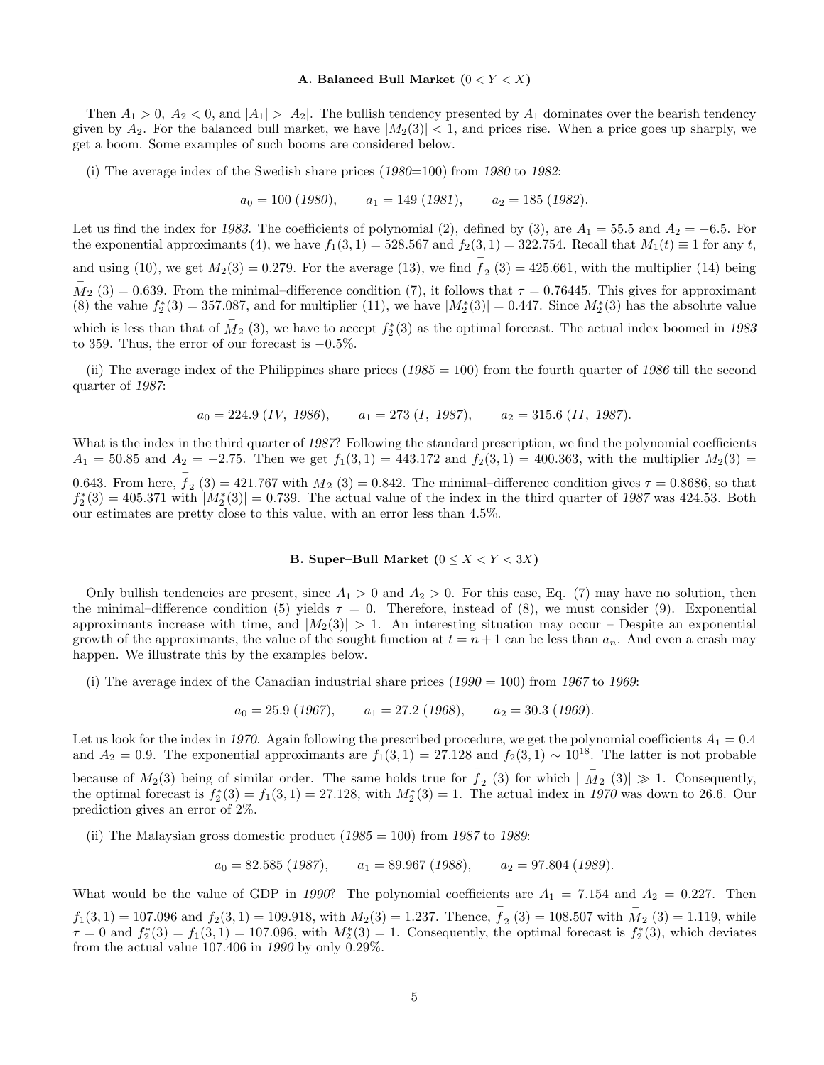### A. Balanced Bull Market ($0 < Y < X$)

Then $A_1 > 0$, $A_2 < 0$, and $|A_1| > |A_2|$. The bullish tendency presented by $A_1$ dominates over the bearish tendency given by $A_2$. For the balanced bull market, we have $|M_2(3)| < 1$, and prices rise. When a price goes up sharply, we get a boom. Some examples of such booms are considered below.

(i) The average index of the Swedish share prices (*1980*=100) from *1980* to *1982*:

$$a_0 = 100 \ (1980), \qquad a_1 = 149 \ (1981), \qquad a_2 = 185 \ (1982).$$

Let us find the index for *1983*. The coefficients of polynomial (2), defined by (3), are $A_1 = 55.5$ and $A_2 = -6.5$. For the exponential approximants (4), we have $f_1(3,1) = 528.567$ and $f_2(3,1) = 322.754$. Recall that $M_1(t) \equiv 1$ for any $t$, and using (10), we get $M_2(3) = 0.279$. For the average (13), we find $\bar{f}_2(3) = 425.661$, with the multiplier (14) being $\bar{M}_2(3) = 0.639$. From the minimal–difference condition (7), it follows that $\tau = 0.76445$. This gives for approximant (8) the value $f_2^*(3) = 357.087$, and for multiplier (11), we have $|M_2^*(3)| = 0.447$. Since $M_2^*(3)$ has the absolute value which is less than that of $\bar{M}_2(3)$, we have to accept $f_2^*(3)$ as the optimal forecast. The actual index boomed in *1983* to 359. Thus, the error of our forecast is $-0.5\%$.

(ii) The average index of the Philippines share prices (*1985* = 100) from the fourth quarter of *1986* till the second quarter of *1987*:

$$a_0 = 224.9 \ (IV, \ 1986), \qquad a_1 = 273 \ (I, \ 1987), \qquad a_2 = 315.6 \ (II, \ 1987).$$

What is the index in the third quarter of *1987*? Following the standard prescription, we find the polynomial coefficients $A_1 = 50.85$ and $A_2 = -2.75$. Then we get $f_1(3,1) = 443.172$ and $f_2(3,1) = 400.363$, with the multiplier $M_2(3) = 0.643$. From here, $\bar{f}_2(3) = 421.767$ with $\bar{M}_2(3) = 0.842$. The minimal–difference condition gives $\tau = 0.8686$, so that $f_2^*(3) = 405.371$ with $|M_2^*(3)| = 0.739$. The actual value of the index in the third quarter of *1987* was 424.53. Both our estimates are pretty close to this value, with an error less than 4.5%.

### B. Super–Bull Market ($0 \leq X < Y < 3X$)

Only bullish tendencies are present, since $A_1 > 0$ and $A_2 > 0$. For this case, Eq. (7) may have no solution, then the minimal–difference condition (5) yields $\tau = 0$. Therefore, instead of (8), we must consider (9). Exponential approximants increase with time, and $|M_2(3)| > 1$. An interesting situation may occur – Despite an exponential growth of the approximants, the value of the sought function at $t = n+1$ can be less than $a_n$. And even a crash may happen. We illustrate this by the examples below.

(i) The average index of the Canadian industrial share prices (*1990* = 100) from *1967* to *1969*:

$$a_0 = 25.9 \ (1967), \qquad a_1 = 27.2 \ (1968), \qquad a_2 = 30.3 \ (1969).$$

Let us look for the index in *1970*. Again following the prescribed procedure, we get the polynomial coefficients $A_1 = 0.4$ and $A_2 = 0.9$. The exponential approximants are $f_1(3,1) = 27.128$ and $f_2(3,1) \sim 10^{18}$. The latter is not probable because of $M_2(3)$ being of similar order. The same holds true for $\bar{f}_2(3)$ for which $|\bar{M}_2(3)| \gg 1$. Consequently, the optimal forecast is $f_2^*(3) = f_1(3,1) = 27.128$, with $M_2^*(3) = 1$. The actual index in *1970* was down to 26.6. Our prediction gives an error of 2%.

(ii) The Malaysian gross domestic product (*1985* = 100) from *1987* to *1989*:

$$a_0 = 82.585 \ (1987), \qquad a_1 = 89.967 \ (1988), \qquad a_2 = 97.804 \ (1989).$$

What would be the value of GDP in *1990*? The polynomial coefficients are $A_1 = 7.154$ and $A_2 = 0.227$. Then $f_1(3,1) = 107.096$ and $f_2(3,1) = 109.918$, with $M_2(3) = 1.237$. Thence, $\bar{f}_2(3) = 108.507$ with $\bar{M}_2(3) = 1.119$, while $\tau = 0$ and $f_2^*(3) = f_1(3,1) = 107.096$, with $M_2^*(3) = 1$. Consequently, the optimal forecast is $f_2^*(3)$, which deviates from the actual value 107.406 in *1990* by only 0.29%.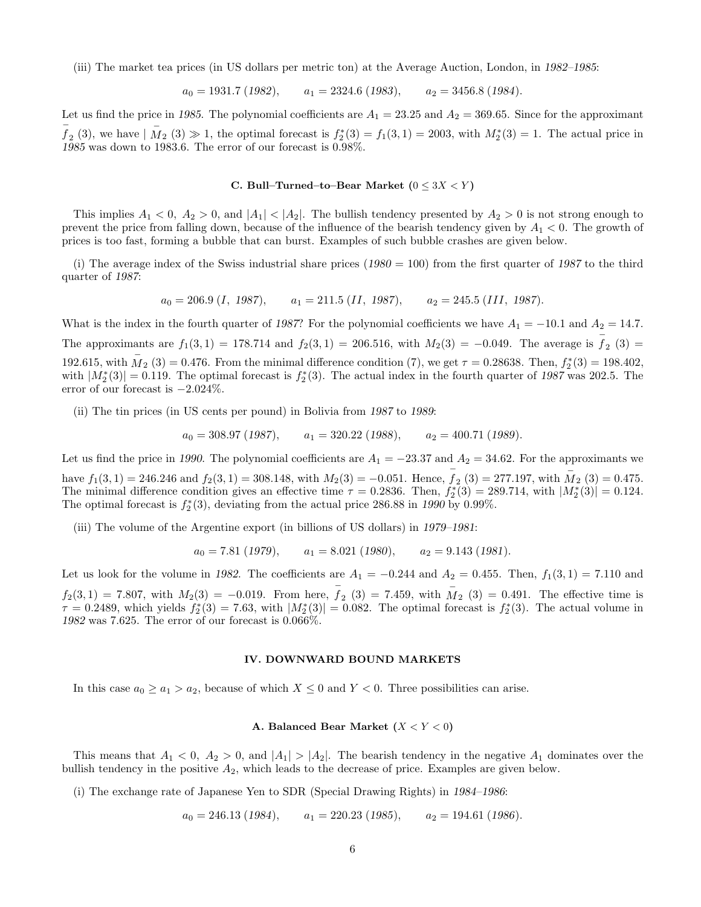(iii) The market tea prices (in US dollars per metric ton) at the Average Auction, London, in *1982–1985*:

$$a_0 = 1931.7 \ (1982), \qquad a_1 = 2324.6 \ (1983), \qquad a_2 = 3456.8 \ (1984).$$

Let us find the price in *1985*. The polynomial coefficients are $A_1 = 23.25$ and $A_2 = 369.65$. Since for the approximant $\bar{f}_2\ (3)$, we have $|\ \bar{M}_2\ (3) \gg 1$, the optimal forecast is $f_2^*(3) = f_1(3,1) = 2003$, with $M_2^*(3) = 1$. The actual price in *1985* was down to 1983.6. The error of our forecast is 0.98%.

### C. Bull–Turned–to–Bear Market ($0 \leq 3X < Y$)

This implies $A_1 < 0,\ A_2 > 0$, and $|A_1| < |A_2|$. The bullish tendency presented by $A_2 > 0$ is not strong enough to prevent the price from falling down, because of the influence of the bearish tendency given by $A_1 < 0$. The growth of prices is too fast, forming a bubble that can burst. Examples of such bubble crashes are given below.

(i) The average index of the Swiss industrial share prices (*1980* = 100) from the first quarter of *1987* to the third quarter of *1987*:

$$a_0 = 206.9 \ (I,\ 1987), \qquad a_1 = 211.5 \ (II,\ 1987), \qquad a_2 = 245.5 \ (III,\ 1987).$$

What is the index in the fourth quarter of *1987*? For the polynomial coefficients we have $A_1 = -10.1$ and $A_2 = 14.7$. The approximants are $f_1(3,1) = 178.714$ and $f_2(3,1) = 206.516$, with $M_2(3) = -0.049$. The average is $\bar{f}_2\ (3) = 192.615$, with $\bar{M}_2\ (3) = 0.476$. From the minimal difference condition (7), we get $\tau = 0.28638$. Then, $f_2^*(3) = 198.402$, with $|M_2^*(3)| = 0.119$. The optimal forecast is $f_2^*(3)$. The actual index in the fourth quarter of *1987* was 202.5. The error of our forecast is $-2.024\%$.

(ii) The tin prices (in US cents per pound) in Bolivia from *1987* to *1989*:

$$a_0 = 308.97 \ (1987), \qquad a_1 = 320.22 \ (1988), \qquad a_2 = 400.71 \ (1989).$$

Let us find the price in *1990*. The polynomial coefficients are $A_1 = -23.37$ and $A_2 = 34.62$. For the approximants we have $f_1(3,1) = 246.246$ and $f_2(3,1) = 308.148$, with $M_2(3) = -0.051$. Hence, $\bar{f}_2\ (3) = 277.197$, with $\bar{M}_2\ (3) = 0.475$. The minimal difference condition gives an effective time $\tau = 0.2836$. Then, $f_2^*(3) = 289.714$, with $|M_2^*(3)| = 0.124$. The optimal forecast is $f_2^*(3)$, deviating from the actual price 286.88 in *1990* by 0.99%.

(iii) The volume of the Argentine export (in billions of US dollars) in *1979–1981*:

$$a_0 = 7.81 \ (1979), \qquad a_1 = 8.021 \ (1980), \qquad a_2 = 9.143 \ (1981).$$

Let us look for the volume in *1982*. The coefficients are $A_1 = -0.244$ and $A_2 = 0.455$. Then, $f_1(3,1) = 7.110$ and $f_2(3,1) = 7.807$, with $M_2(3) = -0.019$. From here, $\bar{f}_2\ (3) = 7.459$, with $\bar{M}_2\ (3) = 0.491$. The effective time is $\tau = 0.2489$, which yields $f_2^*(3) = 7.63$, with $|M_2^*(3)| = 0.082$. The optimal forecast is $f_2^*(3)$. The actual volume in *1982* was 7.625. The error of our forecast is 0.066%.

## IV. DOWNWARD BOUND MARKETS

In this case $a_0 \geq a_1 > a_2$, because of which $X \leq 0$ and $Y < 0$. Three possibilities can arise.

### A. Balanced Bear Market ($X < Y < 0$)

This means that $A_1 < 0,\ A_2 > 0$, and $|A_1| > |A_2|$. The bearish tendency in the negative $A_1$ dominates over the bullish tendency in the positive $A_2$, which leads to the decrease of price. Examples are given below.

(i) The exchange rate of Japanese Yen to SDR (Special Drawing Rights) in *1984–1986*:

$$a_0 = 246.13 \ (1984), \qquad a_1 = 220.23 \ (1985), \qquad a_2 = 194.61 \ (1986).$$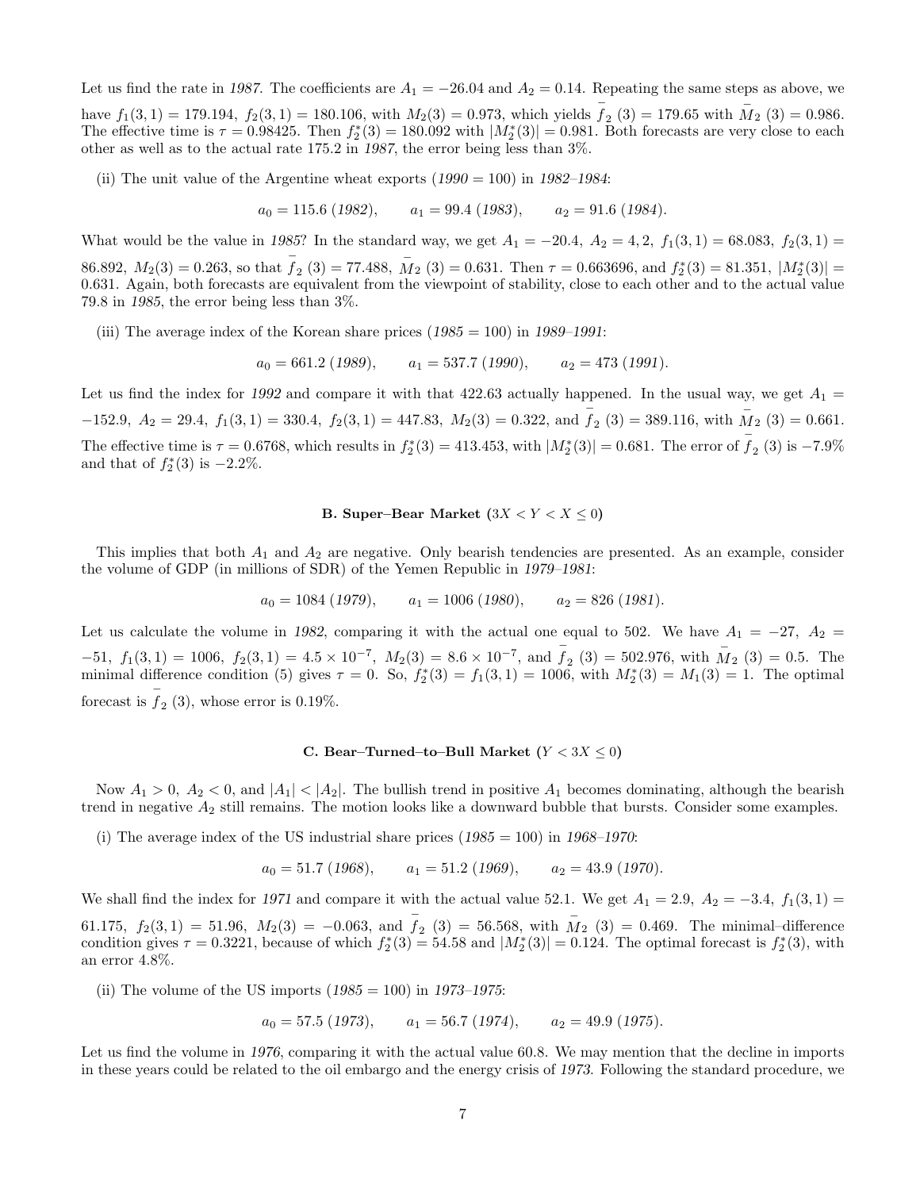Let us find the rate in *1987*. The coefficients are $A_1 = -26.04$ and $A_2 = 0.14$. Repeating the same steps as above, we have $f_1(3,1) = 179.194$, $f_2(3,1) = 180.106$, with $M_2(3) = 0.973$, which yields $\bar{f}_2(3) = 179.65$ with $\bar{M}_2(3) = 0.986$. The effective time is $\tau = 0.98425$. Then $f_2^*(3) = 180.092$ with $|M_2^*(3)| = 0.981$. Both forecasts are very close to each other as well as to the actual rate 175.2 in *1987*, the error being less than 3%.

(ii) The unit value of the Argentine wheat exports (*1990* = 100) in *1982–1984*:

$$a_0 = 115.6\ (1982), \qquad a_1 = 99.4\ (1983), \qquad a_2 = 91.6\ (1984).$$

What would be the value in *1985*? In the standard way, we get $A_1 = -20.4$, $A_2 = 4,2$, $f_1(3,1) = 68.083$, $f_2(3,1) = 86.892$, $M_2(3) = 0.263$, so that $\bar{f}_2(3) = 77.488$, $\bar{M}_2(3) = 0.631$. Then $\tau = 0.663696$, and $f_2^*(3) = 81.351$, $|M_2^*(3)| = 0.631$. Again, both forecasts are equivalent from the viewpoint of stability, close to each other and to the actual value 79.8 in *1985*, the error being less than 3%.

(iii) The average index of the Korean share prices (*1985* = 100) in *1989–1991*:

$$a_0 = 661.2\ (1989), \qquad a_1 = 537.7\ (1990), \qquad a_2 = 473\ (1991).$$

Let us find the index for *1992* and compare it with that 422.63 actually happened. In the usual way, we get $A_1 = -152.9$, $A_2 = 29.4$, $f_1(3,1) = 330.4$, $f_2(3,1) = 447.83$, $M_2(3) = 0.322$, and $\bar{f}_2(3) = 389.116$, with $\bar{M}_2(3) = 0.661$. The effective time is $\tau = 0.6768$, which results in $f_2^*(3) = 413.453$, with $|M_2^*(3)| = 0.681$. The error of $\bar{f}_2(3)$ is $-7.9\%$ and that of $f_2^*(3)$ is $-2.2\%$.

### B. Super–Bear Market ($3X < Y < X \leq 0$)

This implies that both $A_1$ and $A_2$ are negative. Only bearish tendencies are presented. As an example, consider the volume of GDP (in millions of SDR) of the Yemen Republic in *1979–1981*:

$$a_0 = 1084\ (1979), \qquad a_1 = 1006\ (1980), \qquad a_2 = 826\ (1981).$$

Let us calculate the volume in *1982*, comparing it with the actual one equal to 502. We have $A_1 = -27$, $A_2 = -51$, $f_1(3,1) = 1006$, $f_2(3,1) = 4.5 \times 10^{-7}$, $M_2(3) = 8.6 \times 10^{-7}$, and $\bar{f}_2(3) = 502.976$, with $\bar{M}_2(3) = 0.5$. The minimal difference condition (5) gives $\tau = 0$. So, $f_2^*(3) = f_1(3,1) = 1006$, with $M_2^*(3) = M_1(3) = 1$. The optimal forecast is $\bar{f}_2(3)$, whose error is 0.19%.

### C. Bear–Turned–to–Bull Market ($Y < 3X \leq 0$)

Now $A_1 > 0$, $A_2 < 0$, and $|A_1| < |A_2|$. The bullish trend in positive $A_1$ becomes dominating, although the bearish trend in negative $A_2$ still remains. The motion looks like a downward bubble that bursts. Consider some examples.

(i) The average index of the US industrial share prices (*1985* = 100) in *1968–1970*:

$$a_0 = 51.7\ (1968), \qquad a_1 = 51.2\ (1969), \qquad a_2 = 43.9\ (1970).$$

We shall find the index for *1971* and compare it with the actual value 52.1. We get $A_1 = 2.9$, $A_2 = -3.4$, $f_1(3,1) = 61.175$, $f_2(3,1) = 51.96$, $M_2(3) = -0.063$, and $\bar{f}_2(3) = 56.568$, with $\bar{M}_2(3) = 0.469$. The minimal–difference condition gives $\tau = 0.3221$, because of which $f_2^*(3) = 54.58$ and $|M_2^*(3)| = 0.124$. The optimal forecast is $f_2^*(3)$, with an error 4.8%.

(ii) The volume of the US imports (*1985* = 100) in *1973–1975*:

$$a_0 = 57.5\ (1973), \qquad a_1 = 56.7\ (1974), \qquad a_2 = 49.9\ (1975).$$

Let us find the volume in *1976*, comparing it with the actual value 60.8. We may mention that the decline in imports in these years could be related to the oil embargo and the energy crisis of *1973*. Following the standard procedure, we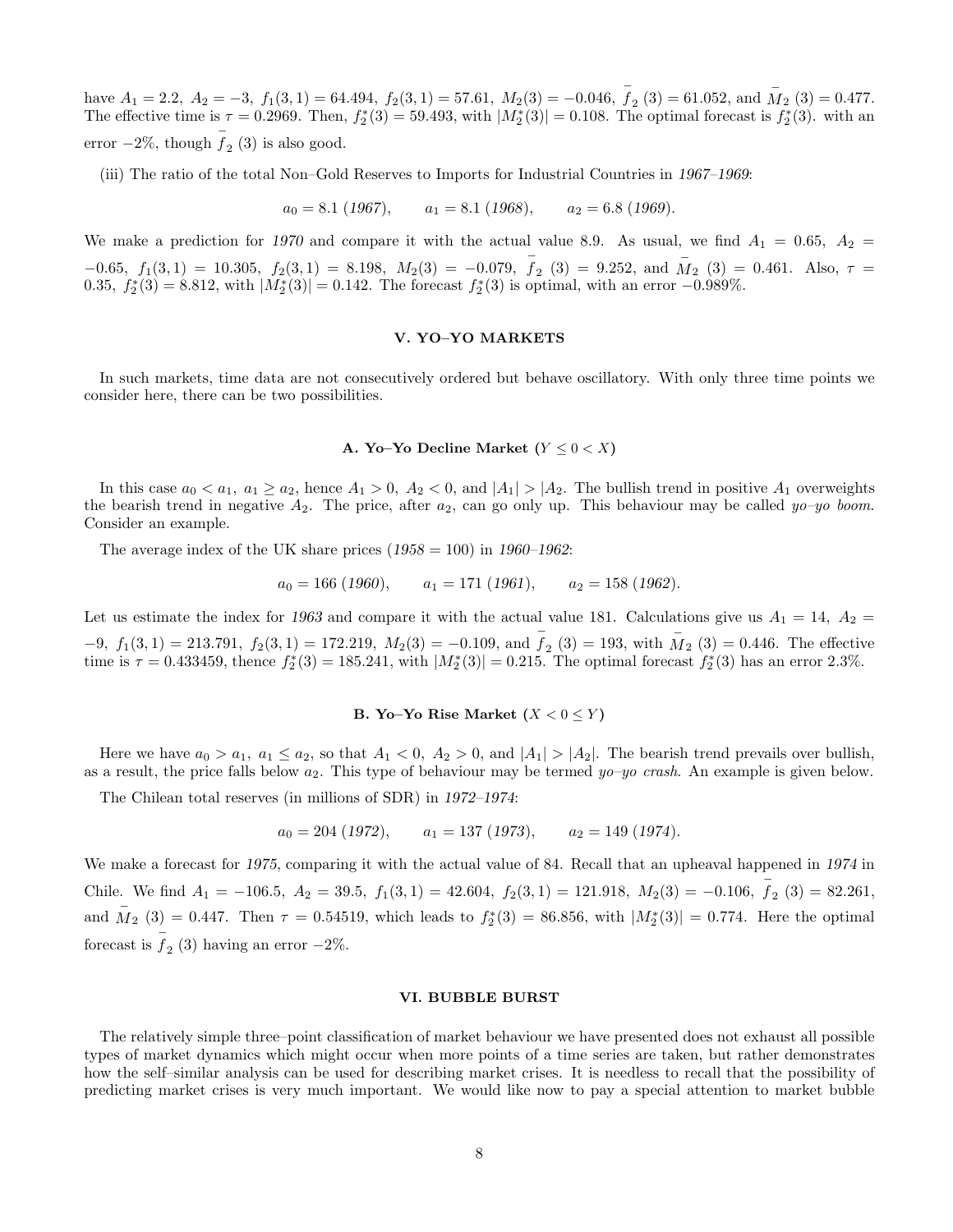have $A_1 = 2.2,\ A_2 = -3,\ f_1(3,1) = 64.494,\ f_2(3,1) = 57.61,\ M_2(3) = -0.046,\ \bar{f}_2(3) = 61.052$, and $\bar{M}_2(3) = 0.477$. The effective time is $\tau = 0.2969$. Then, $f_2^*(3) = 59.493$, with $|M_2^*(3)| = 0.108$. The optimal forecast is $f_2^*(3)$. with an error $-2\%$, though $\bar{f}_2(3)$ is also good.

(iii) The ratio of the total Non–Gold Reserves to Imports for Industrial Countries in *1967–1969*:

$$a_0 = 8.1\ (\mathit{1967}), \qquad a_1 = 8.1\ (\mathit{1968}), \qquad a_2 = 6.8\ (\mathit{1969}).$$

We make a prediction for *1970* and compare it with the actual value 8.9. As usual, we find $A_1 = 0.65,\ A_2 = -0.65,\ f_1(3,1) = 10.305,\ f_2(3,1) = 8.198,\ M_2(3) = -0.079,\ \bar{f}_2(3) = 9.252$, and $\bar{M}_2(3) = 0.461$. Also, $\tau = 0.35$, $f_2^*(3) = 8.812$, with $|M_2^*(3)| = 0.142$. The forecast $f_2^*(3)$ is optimal, with an error $-0.989\%$.

## V. YO–YO MARKETS

In such markets, time data are not consecutively ordered but behave oscillatory. With only three time points we consider here, there can be two possibilities.

### A. Yo–Yo Decline Market ($Y \leq 0 < X$)

In this case $a_0 < a_1,\ a_1 \geq a_2$, hence $A_1 > 0,\ A_2 < 0$, and $|A_1| > |A_2$. The bullish trend in positive $A_1$ overweights the bearish trend in negative $A_2$. The price, after $a_2$, can go only up. This behaviour may be called *yo–yo boom*. Consider an example.

The average index of the UK share prices (*1958* = 100) in *1960–1962*:

$$a_0 = 166\ (\mathit{1960}), \qquad a_1 = 171\ (\mathit{1961}), \qquad a_2 = 158\ (\mathit{1962}).$$

Let us estimate the index for *1963* and compare it with the actual value 181. Calculations give us $A_1 = 14,\ A_2 = -9,\ f_1(3,1) = 213.791,\ f_2(3,1) = 172.219,\ M_2(3) = -0.109$, and $\bar{f}_2(3) = 193$, with $\bar{M}_2(3) = 0.446$. The effective time is $\tau = 0.433459$, thence $f_2^*(3) = 185.241$, with $|M_2^*(3)| = 0.215$. The optimal forecast $f_2^*(3)$ has an error 2.3%.

### B. Yo–Yo Rise Market ($X < 0 \leq Y$)

Here we have $a_0 > a_1,\ a_1 \leq a_2$, so that $A_1 < 0,\ A_2 > 0$, and $|A_1| > |A_2|$. The bearish trend prevails over bullish, as a result, the price falls below $a_2$. This type of behaviour may be termed *yo–yo crash*. An example is given below.

The Chilean total reserves (in millions of SDR) in *1972–1974*:

$$a_0 = 204\ (\mathit{1972}), \qquad a_1 = 137\ (\mathit{1973}), \qquad a_2 = 149\ (\mathit{1974}).$$

We make a forecast for *1975*, comparing it with the actual value of 84. Recall that an upheaval happened in *1974* in Chile. We find $A_1 = -106.5,\ A_2 = 39.5,\ f_1(3,1) = 42.604,\ f_2(3,1) = 121.918,\ M_2(3) = -0.106,\ \bar{f}_2(3) = 82.261$, and $\bar{M}_2(3) = 0.447$. Then $\tau = 0.54519$, which leads to $f_2^*(3) = 86.856$, with $|M_2^*(3)| = 0.774$. Here the optimal forecast is $\bar{f}_2(3)$ having an error $-2\%$.

## VI. BUBBLE BURST

The relatively simple three–point classification of market behaviour we have presented does not exhaust all possible types of market dynamics which might occur when more points of a time series are taken, but rather demonstrates how the self–similar analysis can be used for describing market crises. It is needless to recall that the possibility of predicting market crises is very much important. We would like now to pay a special attention to market bubble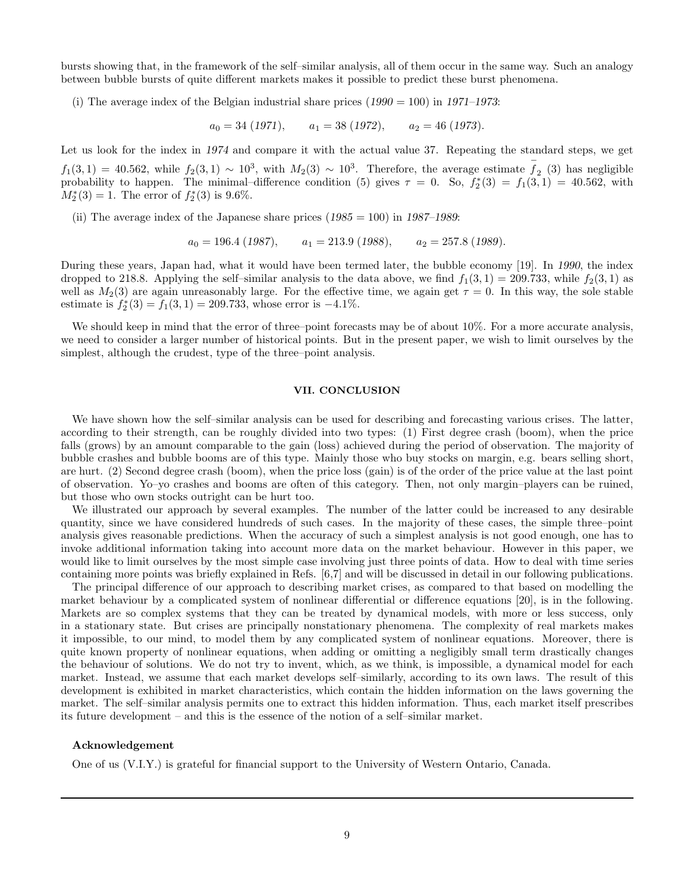bursts showing that, in the framework of the self–similar analysis, all of them occur in the same way. Such an analogy between bubble bursts of quite different markets makes it possible to predict these burst phenomena.

(i) The average index of the Belgian industrial share prices (*1990* = 100) in *1971–1973*:

$$a_0 = 34 \; (1971), \qquad a_1 = 38 \; (1972), \qquad a_2 = 46 \; (1973).$$

Let us look for the index in *1974* and compare it with the actual value 37. Repeating the standard steps, we get $f_1(3,1) = 40.562$, while $f_2(3,1) \sim 10^3$, with $M_2(3) \sim 10^3$. Therefore, the average estimate $\bar{f}_2\,(3)$ has negligible probability to happen. The minimal–difference condition (5) gives $\tau = 0$. So, $f_2^*(3) = f_1(3,1) = 40.562$, with $M_2^*(3) = 1$. The error of $f_2^*(3)$ is 9.6%.

(ii) The average index of the Japanese share prices (*1985* = 100) in *1987–1989*:

$$a_0 = 196.4 \; (1987), \qquad a_1 = 213.9 \; (1988), \qquad a_2 = 257.8 \; (1989).$$

During these years, Japan had, what it would have been termed later, the bubble economy [19]. In *1990*, the index dropped to 218.8. Applying the self–similar analysis to the data above, we find $f_1(3,1) = 209.733$, while $f_2(3,1)$ as well as $M_2(3)$ are again unreasonably large. For the effective time, we again get $\tau = 0$. In this way, the sole stable estimate is $f_2^*(3) = f_1(3,1) = 209.733$, whose error is $-4.1\%$.

We should keep in mind that the error of three–point forecasts may be of about 10%. For a more accurate analysis, we need to consider a larger number of historical points. But in the present paper, we wish to limit ourselves by the simplest, although the crudest, type of the three–point analysis.

## VII. CONCLUSION

We have shown how the self–similar analysis can be used for describing and forecasting various crises. The latter, according to their strength, can be roughly divided into two types: (1) First degree crash (boom), when the price falls (grows) by an amount comparable to the gain (loss) achieved during the period of observation. The majority of bubble crashes and bubble booms are of this type. Mainly those who buy stocks on margin, e.g. bears selling short, are hurt. (2) Second degree crash (boom), when the price loss (gain) is of the order of the price value at the last point of observation. Yo–yo crashes and booms are often of this category. Then, not only margin–players can be ruined, but those who own stocks outright can be hurt too.

We illustrated our approach by several examples. The number of the latter could be increased to any desirable quantity, since we have considered hundreds of such cases. In the majority of these cases, the simple three–point analysis gives reasonable predictions. When the accuracy of such a simplest analysis is not good enough, one has to invoke additional information taking into account more data on the market behaviour. However in this paper, we would like to limit ourselves by the most simple case involving just three points of data. How to deal with time series containing more points was briefly explained in Refs. [6,7] and will be discussed in detail in our following publications.

The principal difference of our approach to describing market crises, as compared to that based on modelling the market behaviour by a complicated system of nonlinear differential or difference equations [20], is in the following. Markets are so complex systems that they can be treated by dynamical models, with more or less success, only in a stationary state. But crises are principally nonstationary phenomena. The complexity of real markets makes it impossible, to our mind, to model them by any complicated system of nonlinear equations. Moreover, there is quite known property of nonlinear equations, when adding or omitting a negligibly small term drastically changes the behaviour of solutions. We do not try to invent, which, as we think, is impossible, a dynamical model for each market. Instead, we assume that each market develops self–similarly, according to its own laws. The result of this development is exhibited in market characteristics, which contain the hidden information on the laws governing the market. The self–similar analysis permits one to extract this hidden information. Thus, each market itself prescribes its future development – and this is the essence of the notion of a self–similar market.

**Acknowledgement**

One of us (V.I.Y.) is grateful for financial support to the University of Western Ontario, Canada.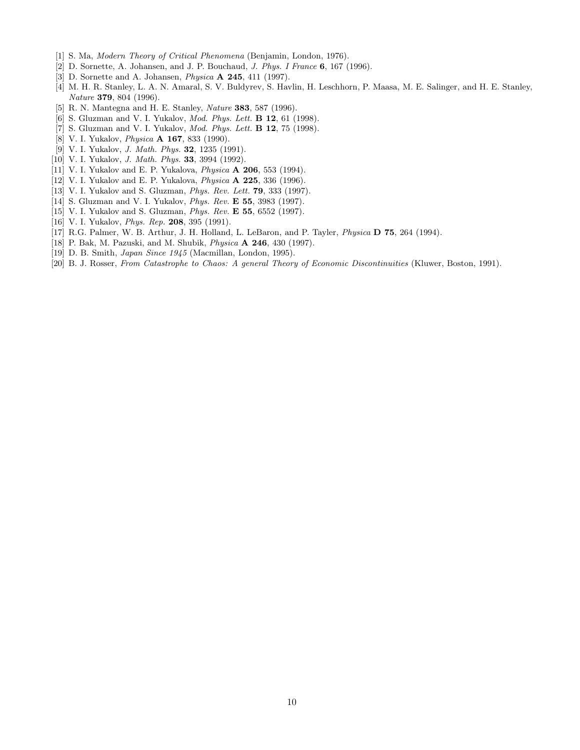[1] S. Ma, *Modern Theory of Critical Phenomena* (Benjamin, London, 1976).
[2] D. Sornette, A. Johansen, and J. P. Bouchaud, *J. Phys. I France* **6**, 167 (1996).
[3] D. Sornette and A. Johansen, *Physica* **A 245**, 411 (1997).
[4] M. H. R. Stanley, L. A. N. Amaral, S. V. Buldyrev, S. Havlin, H. Leschhorn, P. Maasa, M. E. Salinger, and H. E. Stanley, *Nature* **379**, 804 (1996).
[5] R. N. Mantegna and H. E. Stanley, *Nature* **383**, 587 (1996).
[6] S. Gluzman and V. I. Yukalov, *Mod. Phys. Lett.* **B 12**, 61 (1998).
[7] S. Gluzman and V. I. Yukalov, *Mod. Phys. Lett.* **B 12**, 75 (1998).
[8] V. I. Yukalov, *Physica* **A 167**, 833 (1990).
[9] V. I. Yukalov, *J. Math. Phys.* **32**, 1235 (1991).
[10] V. I. Yukalov, *J. Math. Phys.* **33**, 3994 (1992).
[11] V. I. Yukalov and E. P. Yukalova, *Physica* **A 206**, 553 (1994).
[12] V. I. Yukalov and E. P. Yukalova, *Physica* **A 225**, 336 (1996).
[13] V. I. Yukalov and S. Gluzman, *Phys. Rev. Lett.* **79**, 333 (1997).
[14] S. Gluzman and V. I. Yukalov, *Phys. Rev.* **E 55**, 3983 (1997).
[15] V. I. Yukalov and S. Gluzman, *Phys. Rev.* **E 55**, 6552 (1997).
[16] V. I. Yukalov, *Phys. Rep.* **208**, 395 (1991).
[17] R.G. Palmer, W. B. Arthur, J. H. Holland, L. LeBaron, and P. Tayler, *Physica* **D 75**, 264 (1994).
[18] P. Bak, M. Pazuski, and M. Shubik, *Physica* **A 246**, 430 (1997).
[19] D. B. Smith, *Japan Since 1945* (Macmillan, London, 1995).
[20] B. J. Rosser, *From Catastrophe to Chaos: A general Theory of Economic Discontinuities* (Kluwer, Boston, 1991).